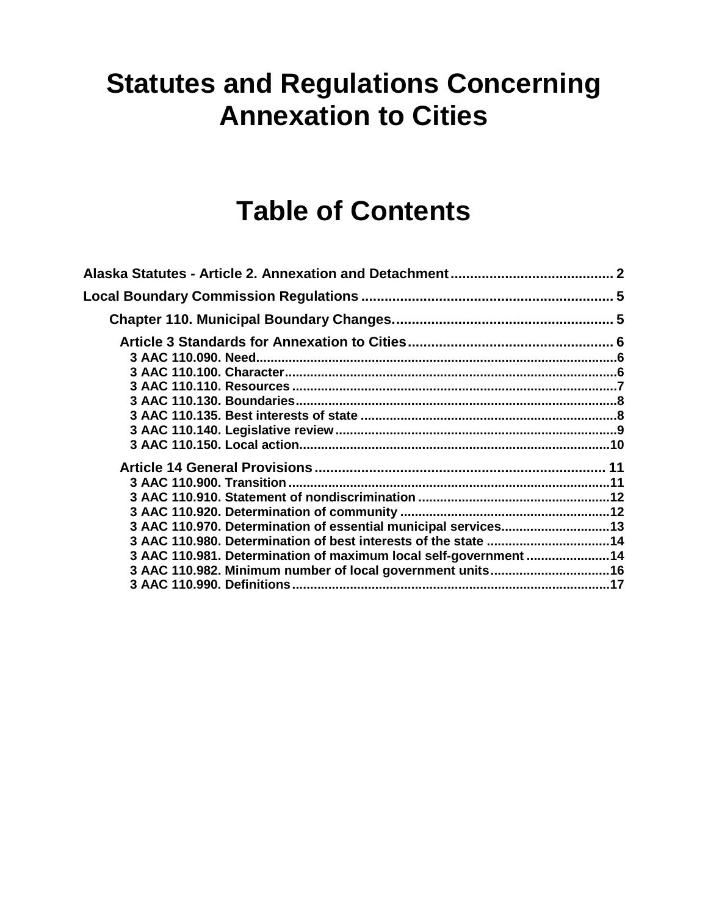# Statutes and Regulations Concerning Annexation to Cities

# Table of Contents

**Alaska Statutes - Article 2. Annexation and Detachment** .......................................... 2

**Local Boundary Commission Regulations** ................................................................. 5

- **Chapter 110. Municipal Boundary Changes.** ........................................................ 5
  - **Article 3 Standards for Annexation to Cities** ..................................................... 6
    - **3 AAC 110.090. Need** .................................................................................................6
    - **3 AAC 110.100. Character** .........................................................................................6
    - **3 AAC 110.110. Resources** .........................................................................................7
    - **3 AAC 110.130. Boundaries** ........................................................................................8
    - **3 AAC 110.135. Best interests of state** ......................................................................8
    - **3 AAC 110.140. Legislative review** .............................................................................9
    - **3 AAC 110.150. Local action** .....................................................................................10
  - **Article 14 General Provisions** ........................................................................... 11
    - **3 AAC 110.900. Transition** ........................................................................................11
    - **3 AAC 110.910. Statement of nondiscrimination** .....................................................12
    - **3 AAC 110.920. Determination of community** .........................................................12
    - **3 AAC 110.970. Determination of essential municipal services** .............................13
    - **3 AAC 110.980. Determination of best interests of the state** ..................................14
    - **3 AAC 110.981. Determination of maximum local self-government** .......................14
    - **3 AAC 110.982. Minimum number of local government units** .................................16
    - **3 AAC 110.990. Definitions** .......................................................................................17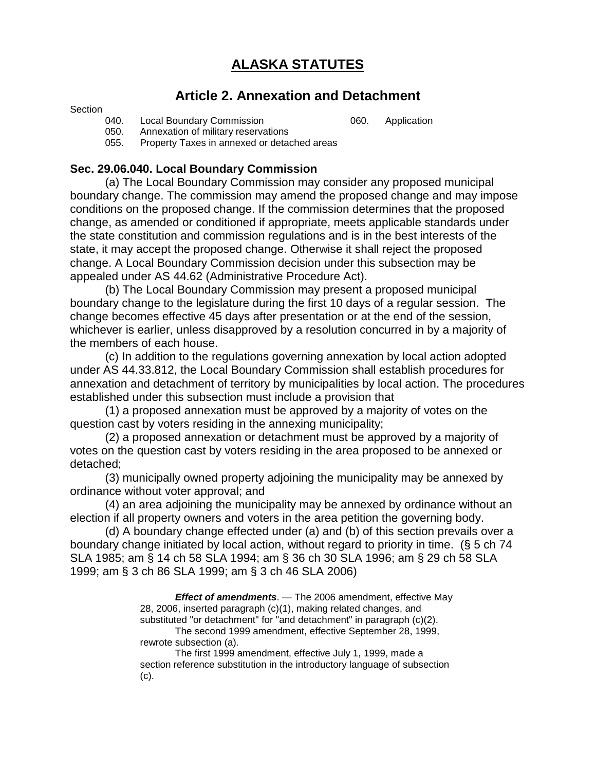# ALASKA STATUTES

## Article 2. Annexation and Detachment

Section

040. Local Boundary Commission
050. Annexation of military reservations
055. Property Taxes in annexed or detached areas
060. Application

### Sec. 29.06.040. Local Boundary Commission

(a) The Local Boundary Commission may consider any proposed municipal boundary change. The commission may amend the proposed change and may impose conditions on the proposed change. If the commission determines that the proposed change, as amended or conditioned if appropriate, meets applicable standards under the state constitution and commission regulations and is in the best interests of the state, it may accept the proposed change. Otherwise it shall reject the proposed change. A Local Boundary Commission decision under this subsection may be appealed under AS 44.62 (Administrative Procedure Act).

(b) The Local Boundary Commission may present a proposed municipal boundary change to the legislature during the first 10 days of a regular session. The change becomes effective 45 days after presentation or at the end of the session, whichever is earlier, unless disapproved by a resolution concurred in by a majority of the members of each house.

(c) In addition to the regulations governing annexation by local action adopted under AS 44.33.812, the Local Boundary Commission shall establish procedures for annexation and detachment of territory by municipalities by local action. The procedures established under this subsection must include a provision that

(1) a proposed annexation must be approved by a majority of votes on the question cast by voters residing in the annexing municipality;

(2) a proposed annexation or detachment must be approved by a majority of votes on the question cast by voters residing in the area proposed to be annexed or detached;

(3) municipally owned property adjoining the municipality may be annexed by ordinance without voter approval; and

(4) an area adjoining the municipality may be annexed by ordinance without an election if all property owners and voters in the area petition the governing body.

(d) A boundary change effected under (a) and (b) of this section prevails over a boundary change initiated by local action, without regard to priority in time. (§ 5 ch 74 SLA 1985; am § 14 ch 58 SLA 1994; am § 36 ch 30 SLA 1996; am § 29 ch 58 SLA 1999; am § 3 ch 86 SLA 1999; am § 3 ch 46 SLA 2006)

***Effect of amendments***. — The 2006 amendment, effective May 28, 2006, inserted paragraph (c)(1), making related changes, and substituted "or detachment" for "and detachment" in paragraph (c)(2).

The second 1999 amendment, effective September 28, 1999, rewrote subsection (a).

The first 1999 amendment, effective July 1, 1999, made a section reference substitution in the introductory language of subsection (c).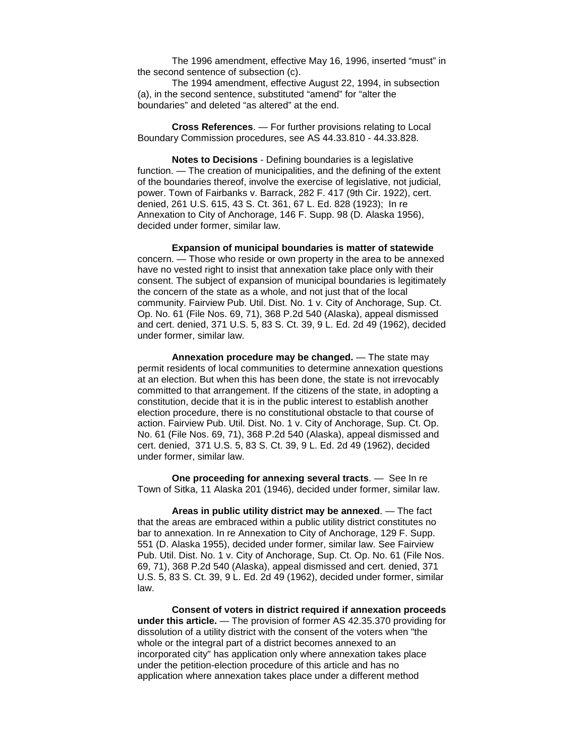The 1996 amendment, effective May 16, 1996, inserted “must” in the second sentence of subsection (c).

The 1994 amendment, effective August 22, 1994, in subsection (a), in the second sentence, substituted “amend” for “alter the boundaries” and deleted “as altered” at the end.

**Cross References**. — For further provisions relating to Local Boundary Commission procedures, see AS 44.33.810 - 44.33.828.

**Notes to Decisions** - Defining boundaries is a legislative function. — The creation of municipalities, and the defining of the extent of the boundaries thereof, involve the exercise of legislative, not judicial, power. Town of Fairbanks v. Barrack, 282 F. 417 (9th Cir. 1922), cert. denied, 261 U.S. 615, 43 S. Ct. 361, 67 L. Ed. 828 (1923); In re Annexation to City of Anchorage, 146 F. Supp. 98 (D. Alaska 1956), decided under former, similar law.

**Expansion of municipal boundaries is matter of statewide** concern. — Those who reside or own property in the area to be annexed have no vested right to insist that annexation take place only with their consent. The subject of expansion of municipal boundaries is legitimately the concern of the state as a whole, and not just that of the local community. Fairview Pub. Util. Dist. No. 1 v. City of Anchorage, Sup. Ct. Op. No. 61 (File Nos. 69, 71), 368 P.2d 540 (Alaska), appeal dismissed and cert. denied, 371 U.S. 5, 83 S. Ct. 39, 9 L. Ed. 2d 49 (1962), decided under former, similar law.

**Annexation procedure may be changed.** — The state may permit residents of local communities to determine annexation questions at an election. But when this has been done, the state is not irrevocably committed to that arrangement. If the citizens of the state, in adopting a constitution, decide that it is in the public interest to establish another election procedure, there is no constitutional obstacle to that course of action. Fairview Pub. Util. Dist. No. 1 v. City of Anchorage, Sup. Ct. Op. No. 61 (File Nos. 69, 71), 368 P.2d 540 (Alaska), appeal dismissed and cert. denied, 371 U.S. 5, 83 S. Ct. 39, 9 L. Ed. 2d 49 (1962), decided under former, similar law.

**One proceeding for annexing several tracts**. — See In re Town of Sitka, 11 Alaska 201 (1946), decided under former, similar law.

**Areas in public utility district may be annexed**. — The fact that the areas are embraced within a public utility district constitutes no bar to annexation. In re Annexation to City of Anchorage, 129 F. Supp. 551 (D. Alaska 1955), decided under former, similar law. See Fairview Pub. Util. Dist. No. 1 v. City of Anchorage, Sup. Ct. Op. No. 61 (File Nos. 69, 71), 368 P.2d 540 (Alaska), appeal dismissed and cert. denied, 371 U.S. 5, 83 S. Ct. 39, 9 L. Ed. 2d 49 (1962), decided under former, similar law.

**Consent of voters in district required if annexation proceeds under this article.** — The provision of former AS 42.35.370 providing for dissolution of a utility district with the consent of the voters when "the whole or the integral part of a district becomes annexed to an incorporated city" has application only where annexation takes place under the petition-election procedure of this article and has no application where annexation takes place under a different method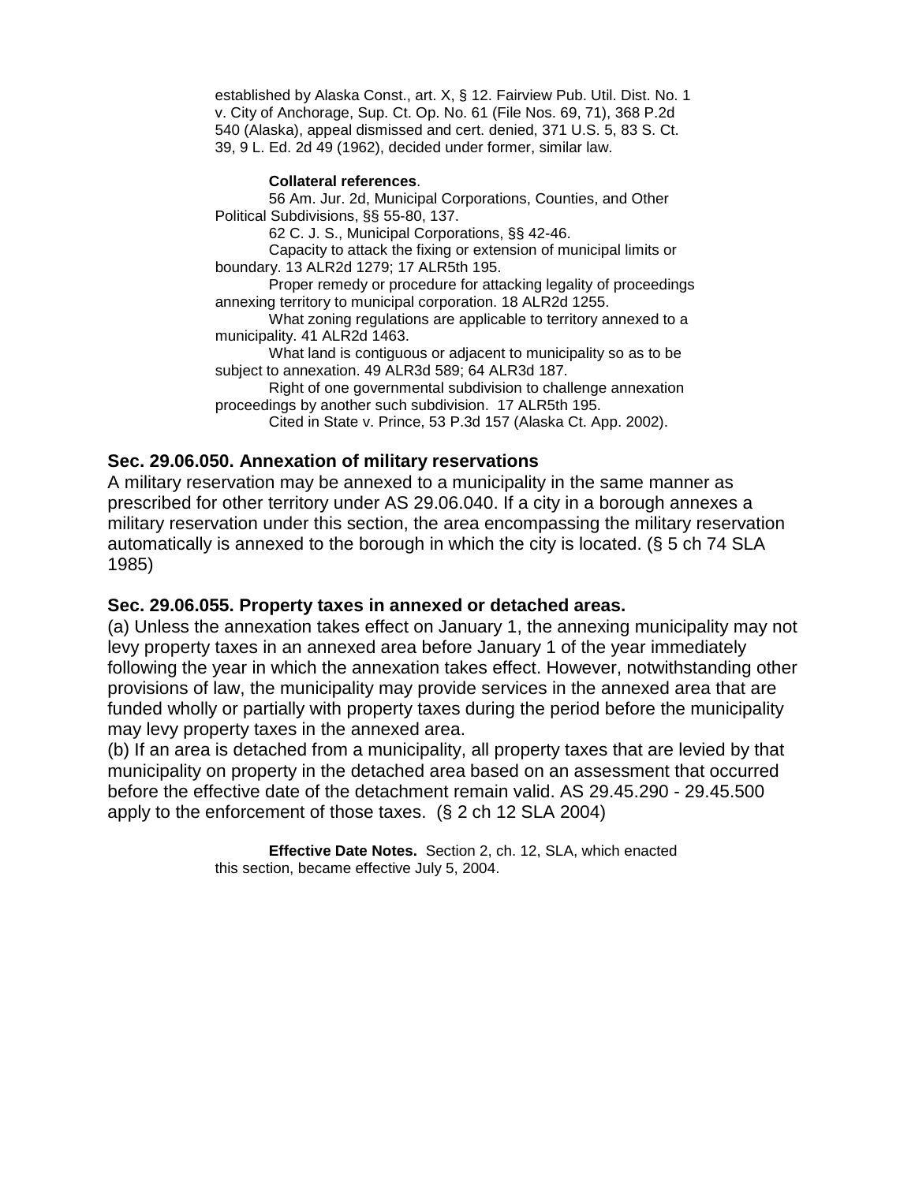established by Alaska Const., art. X, § 12. Fairview Pub. Util. Dist. No. 1 v. City of Anchorage, Sup. Ct. Op. No. 61 (File Nos. 69, 71), 368 P.2d 540 (Alaska), appeal dismissed and cert. denied, 371 U.S. 5, 83 S. Ct. 39, 9 L. Ed. 2d 49 (1962), decided under former, similar law.

**Collateral references**.

56 Am. Jur. 2d, Municipal Corporations, Counties, and Other Political Subdivisions, §§ 55-80, 137.

62 C. J. S., Municipal Corporations, §§ 42-46.

Capacity to attack the fixing or extension of municipal limits or boundary. 13 ALR2d 1279; 17 ALR5th 195.

Proper remedy or procedure for attacking legality of proceedings annexing territory to municipal corporation. 18 ALR2d 1255.

What zoning regulations are applicable to territory annexed to a municipality. 41 ALR2d 1463.

What land is contiguous or adjacent to municipality so as to be subject to annexation. 49 ALR3d 589; 64 ALR3d 187.

Right of one governmental subdivision to challenge annexation proceedings by another such subdivision. 17 ALR5th 195.

Cited in State v. Prince, 53 P.3d 157 (Alaska Ct. App. 2002).

### Sec. 29.06.050. Annexation of military reservations

A military reservation may be annexed to a municipality in the same manner as prescribed for other territory under AS 29.06.040. If a city in a borough annexes a military reservation under this section, the area encompassing the military reservation automatically is annexed to the borough in which the city is located. (§ 5 ch 74 SLA 1985)

### Sec. 29.06.055. Property taxes in annexed or detached areas.

(a) Unless the annexation takes effect on January 1, the annexing municipality may not levy property taxes in an annexed area before January 1 of the year immediately following the year in which the annexation takes effect. However, notwithstanding other provisions of law, the municipality may provide services in the annexed area that are funded wholly or partially with property taxes during the period before the municipality may levy property taxes in the annexed area.

(b) If an area is detached from a municipality, all property taxes that are levied by that municipality on property in the detached area based on an assessment that occurred before the effective date of the detachment remain valid. AS 29.45.290 - 29.45.500 apply to the enforcement of those taxes. (§ 2 ch 12 SLA 2004)

**Effective Date Notes.** Section 2, ch. 12, SLA, which enacted this section, became effective July 5, 2004.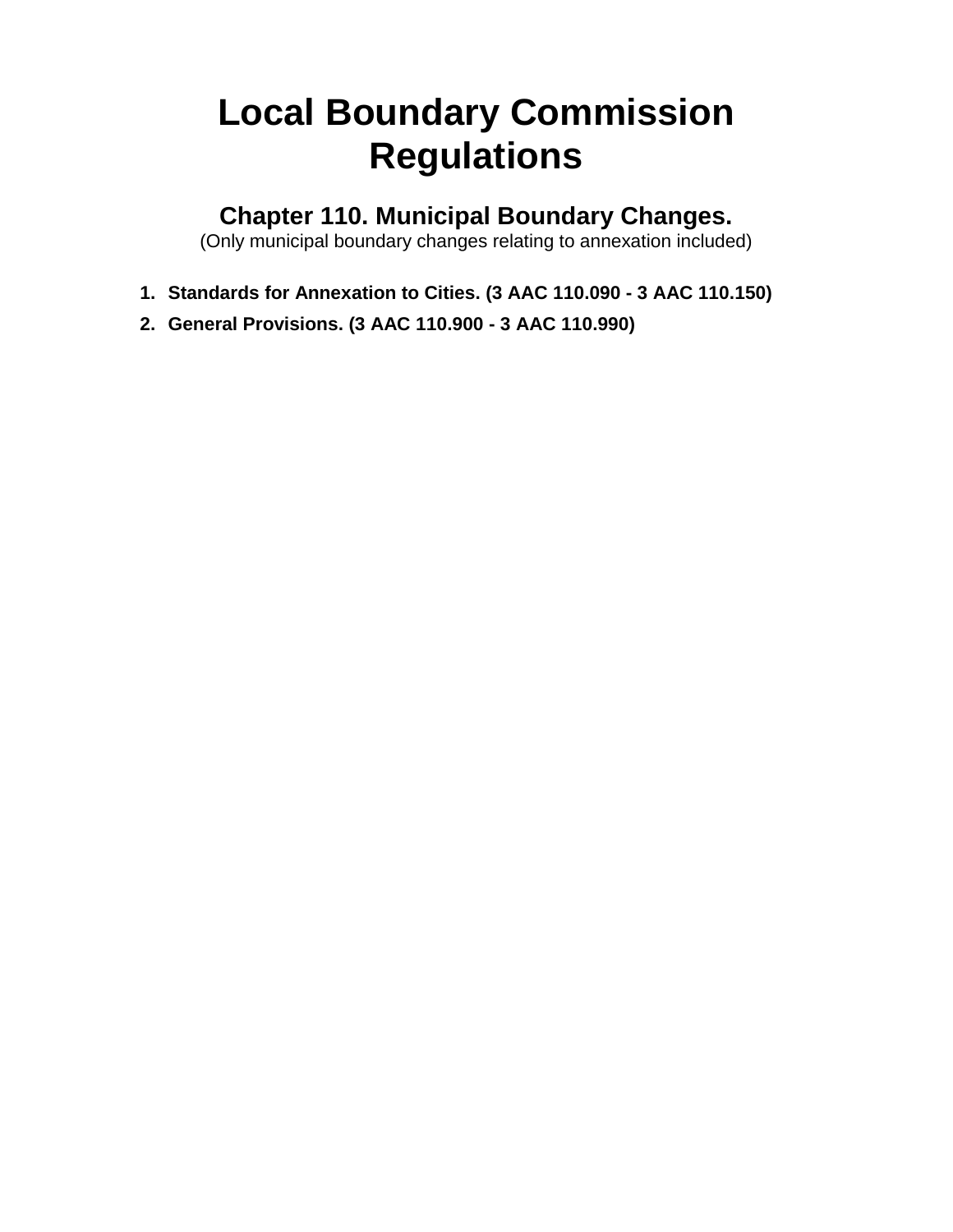# Local Boundary Commission Regulations

## Chapter 110. Municipal Boundary Changes.

(Only municipal boundary changes relating to annexation included)

1. **Standards for Annexation to Cities. (3 AAC 110.090 - 3 AAC 110.150)**
2. **General Provisions. (3 AAC 110.900 - 3 AAC 110.990)**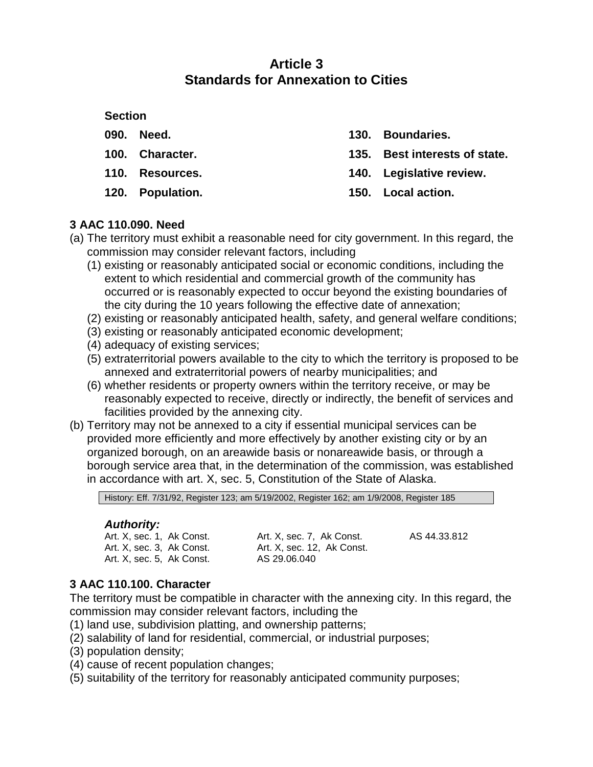# Article 3
# Standards for Annexation to Cities

**Section**

| | | | |
|---|---|---|---|
| **090.** | **Need.** | **130.** | **Boundaries.** |
| **100.** | **Character.** | **135.** | **Best interests of state.** |
| **110.** | **Resources.** | **140.** | **Legislative review.** |
| **120.** | **Population.** | **150.** | **Local action.** |

### 3 AAC 110.090. Need

(a) The territory must exhibit a reasonable need for city government. In this regard, the commission may consider relevant factors, including

(1) existing or reasonably anticipated social or economic conditions, including the extent to which residential and commercial growth of the community has occurred or is reasonably expected to occur beyond the existing boundaries of the city during the 10 years following the effective date of annexation;

(2) existing or reasonably anticipated health, safety, and general welfare conditions;

(3) existing or reasonably anticipated economic development;

(4) adequacy of existing services;

(5) extraterritorial powers available to the city to which the territory is proposed to be annexed and extraterritorial powers of nearby municipalities; and

(6) whether residents or property owners within the territory receive, or may be reasonably expected to receive, directly or indirectly, the benefit of services and facilities provided by the annexing city.

(b) Territory may not be annexed to a city if essential municipal services can be provided more efficiently and more effectively by another existing city or by an organized borough, on an areawide basis or nonareawide basis, or through a borough service area that, in the determination of the commission, was established in accordance with art. X, sec. 5, Constitution of the State of Alaska.

History: Eff. 7/31/92, Register 123; am 5/19/2002, Register 162; am 1/9/2008, Register 185

***Authority:***

| | | |
|---|---|---|
| Art. X, sec. 1, Ak Const. | Art. X, sec. 7, Ak Const. | AS 44.33.812 |
| Art. X, sec. 3, Ak Const. | Art. X, sec. 12, Ak Const. | |
| Art. X, sec. 5, Ak Const. | AS 29.06.040 | |

### 3 AAC 110.100. Character

The territory must be compatible in character with the annexing city. In this regard, the commission may consider relevant factors, including the

(1) land use, subdivision platting, and ownership patterns;

(2) salability of land for residential, commercial, or industrial purposes;

(3) population density;

(4) cause of recent population changes;

(5) suitability of the territory for reasonably anticipated community purposes;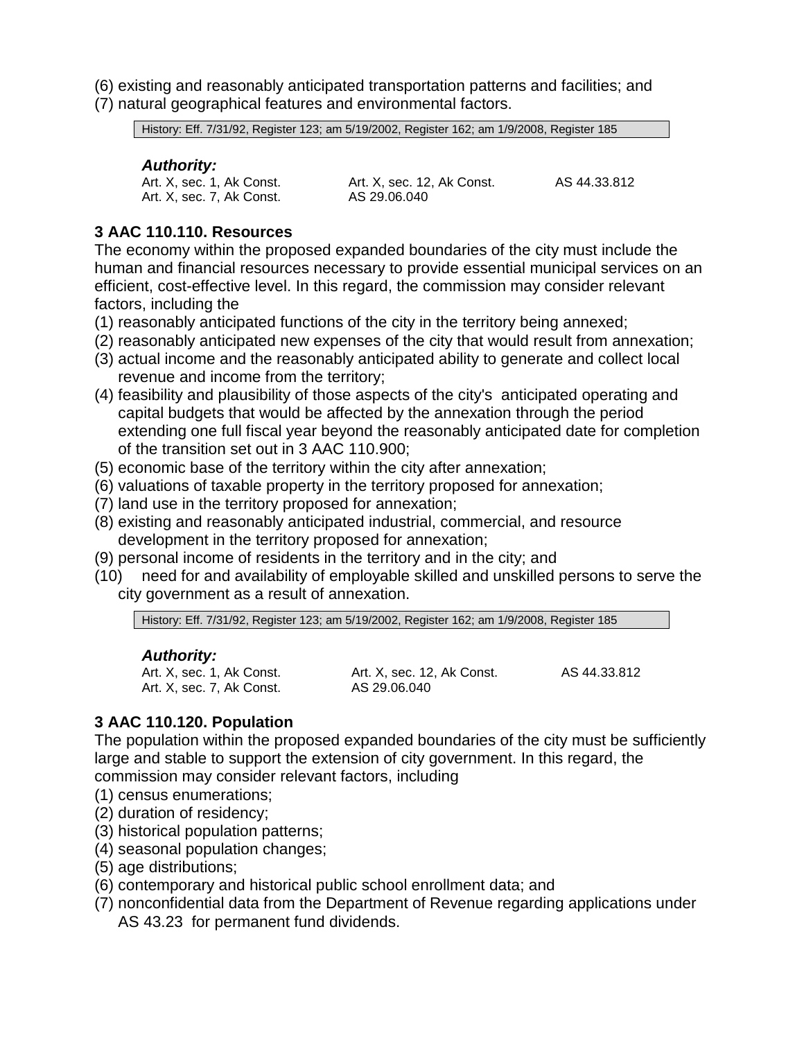(6) existing and reasonably anticipated transportation patterns and facilities; and
(7) natural geographical features and environmental factors.

History: Eff. 7/31/92, Register 123; am 5/19/2002, Register 162; am 1/9/2008, Register 185

***Authority:***

| | | |
|---|---|---|
| Art. X, sec. 1, Ak Const. | Art. X, sec. 12, Ak Const. | AS 44.33.812 |
| Art. X, sec. 7, Ak Const. | AS 29.06.040 | |

### 3 AAC 110.110. Resources

The economy within the proposed expanded boundaries of the city must include the human and financial resources necessary to provide essential municipal services on an efficient, cost-effective level. In this regard, the commission may consider relevant factors, including the

(1) reasonably anticipated functions of the city in the territory being annexed;
(2) reasonably anticipated new expenses of the city that would result from annexation;
(3) actual income and the reasonably anticipated ability to generate and collect local revenue and income from the territory;
(4) feasibility and plausibility of those aspects of the city's anticipated operating and capital budgets that would be affected by the annexation through the period extending one full fiscal year beyond the reasonably anticipated date for completion of the transition set out in 3 AAC 110.900;
(5) economic base of the territory within the city after annexation;
(6) valuations of taxable property in the territory proposed for annexation;
(7) land use in the territory proposed for annexation;
(8) existing and reasonably anticipated industrial, commercial, and resource development in the territory proposed for annexation;
(9) personal income of residents in the territory and in the city; and
(10) need for and availability of employable skilled and unskilled persons to serve the city government as a result of annexation.

History: Eff. 7/31/92, Register 123; am 5/19/2002, Register 162; am 1/9/2008, Register 185

***Authority:***

| | | |
|---|---|---|
| Art. X, sec. 1, Ak Const. | Art. X, sec. 12, Ak Const. | AS 44.33.812 |
| Art. X, sec. 7, Ak Const. | AS 29.06.040 | |

### 3 AAC 110.120. Population

The population within the proposed expanded boundaries of the city must be sufficiently large and stable to support the extension of city government. In this regard, the commission may consider relevant factors, including

(1) census enumerations;
(2) duration of residency;
(3) historical population patterns;
(4) seasonal population changes;
(5) age distributions;
(6) contemporary and historical public school enrollment data; and
(7) nonconfidential data from the Department of Revenue regarding applications under AS 43.23 for permanent fund dividends.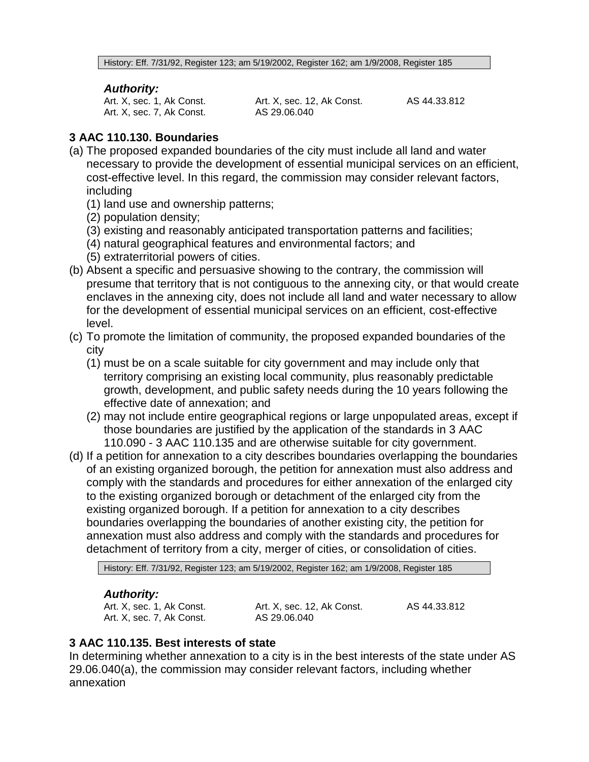History: Eff. 7/31/92, Register 123; am 5/19/2002, Register 162; am 1/9/2008, Register 185

***Authority:***

| | | |
|---|---|---|
| Art. X, sec. 1, Ak Const. | Art. X, sec. 12, Ak Const. | AS 44.33.812 |
| Art. X, sec. 7, Ak Const. | AS 29.06.040 | |

### 3 AAC 110.130. Boundaries

(a) The proposed expanded boundaries of the city must include all land and water necessary to provide the development of essential municipal services on an efficient, cost-effective level. In this regard, the commission may consider relevant factors, including

(1) land use and ownership patterns;

(2) population density;

(3) existing and reasonably anticipated transportation patterns and facilities;

(4) natural geographical features and environmental factors; and

(5) extraterritorial powers of cities.

(b) Absent a specific and persuasive showing to the contrary, the commission will presume that territory that is not contiguous to the annexing city, or that would create enclaves in the annexing city, does not include all land and water necessary to allow for the development of essential municipal services on an efficient, cost-effective level.

(c) To promote the limitation of community, the proposed expanded boundaries of the city

(1) must be on a scale suitable for city government and may include only that territory comprising an existing local community, plus reasonably predictable growth, development, and public safety needs during the 10 years following the effective date of annexation; and

(2) may not include entire geographical regions or large unpopulated areas, except if those boundaries are justified by the application of the standards in 3 AAC 110.090 - 3 AAC 110.135 and are otherwise suitable for city government.

(d) If a petition for annexation to a city describes boundaries overlapping the boundaries of an existing organized borough, the petition for annexation must also address and comply with the standards and procedures for either annexation of the enlarged city to the existing organized borough or detachment of the enlarged city from the existing organized borough. If a petition for annexation to a city describes boundaries overlapping the boundaries of another existing city, the petition for annexation must also address and comply with the standards and procedures for detachment of territory from a city, merger of cities, or consolidation of cities.

History: Eff. 7/31/92, Register 123; am 5/19/2002, Register 162; am 1/9/2008, Register 185

***Authority:***

| | | |
|---|---|---|
| Art. X, sec. 1, Ak Const. | Art. X, sec. 12, Ak Const. | AS 44.33.812 |
| Art. X, sec. 7, Ak Const. | AS 29.06.040 | |

### 3 AAC 110.135. Best interests of state

In determining whether annexation to a city is in the best interests of the state under AS 29.06.040(a), the commission may consider relevant factors, including whether annexation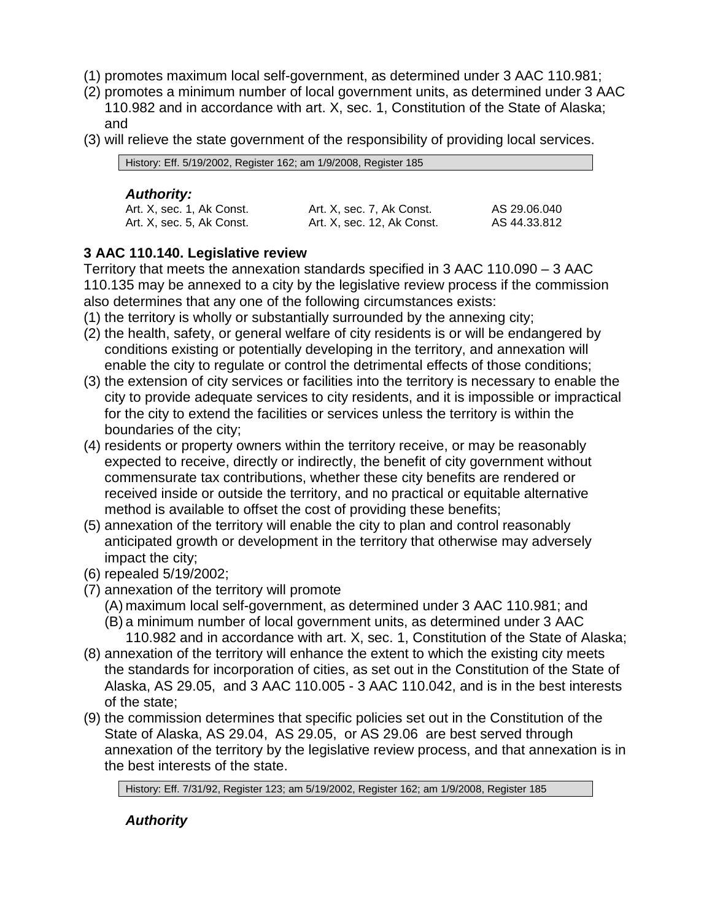(1) promotes maximum local self-government, as determined under 3 AAC 110.981;
(2) promotes a minimum number of local government units, as determined under 3 AAC 110.982 and in accordance with art. X, sec. 1, Constitution of the State of Alaska; and
(3) will relieve the state government of the responsibility of providing local services.

History: Eff. 5/19/2002, Register 162; am 1/9/2008, Register 185

***Authority:***

| | | |
|---|---|---|
| Art. X, sec. 1, Ak Const. | Art. X, sec. 7, Ak Const. | AS 29.06.040 |
| Art. X, sec. 5, Ak Const. | Art. X, sec. 12, Ak Const. | AS 44.33.812 |

**3 AAC 110.140. Legislative review**

Territory that meets the annexation standards specified in 3 AAC 110.090 – 3 AAC 110.135 may be annexed to a city by the legislative review process if the commission also determines that any one of the following circumstances exists:

(1) the territory is wholly or substantially surrounded by the annexing city;
(2) the health, safety, or general welfare of city residents is or will be endangered by conditions existing or potentially developing in the territory, and annexation will enable the city to regulate or control the detrimental effects of those conditions;
(3) the extension of city services or facilities into the territory is necessary to enable the city to provide adequate services to city residents, and it is impossible or impractical for the city to extend the facilities or services unless the territory is within the boundaries of the city;
(4) residents or property owners within the territory receive, or may be reasonably expected to receive, directly or indirectly, the benefit of city government without commensurate tax contributions, whether these city benefits are rendered or received inside or outside the territory, and no practical or equitable alternative method is available to offset the cost of providing these benefits;
(5) annexation of the territory will enable the city to plan and control reasonably anticipated growth or development in the territory that otherwise may adversely impact the city;
(6) repealed 5/19/2002;
(7) annexation of the territory will promote
 (A) maximum local self-government, as determined under 3 AAC 110.981; and
 (B) a minimum number of local government units, as determined under 3 AAC 110.982 and in accordance with art. X, sec. 1, Constitution of the State of Alaska;
(8) annexation of the territory will enhance the extent to which the existing city meets the standards for incorporation of cities, as set out in the Constitution of the State of Alaska, AS 29.05, and 3 AAC 110.005 - 3 AAC 110.042, and is in the best interests of the state;
(9) the commission determines that specific policies set out in the Constitution of the State of Alaska, AS 29.04, AS 29.05, or AS 29.06 are best served through annexation of the territory by the legislative review process, and that annexation is in the best interests of the state.

History: Eff. 7/31/92, Register 123; am 5/19/2002, Register 162; am 1/9/2008, Register 185

***Authority***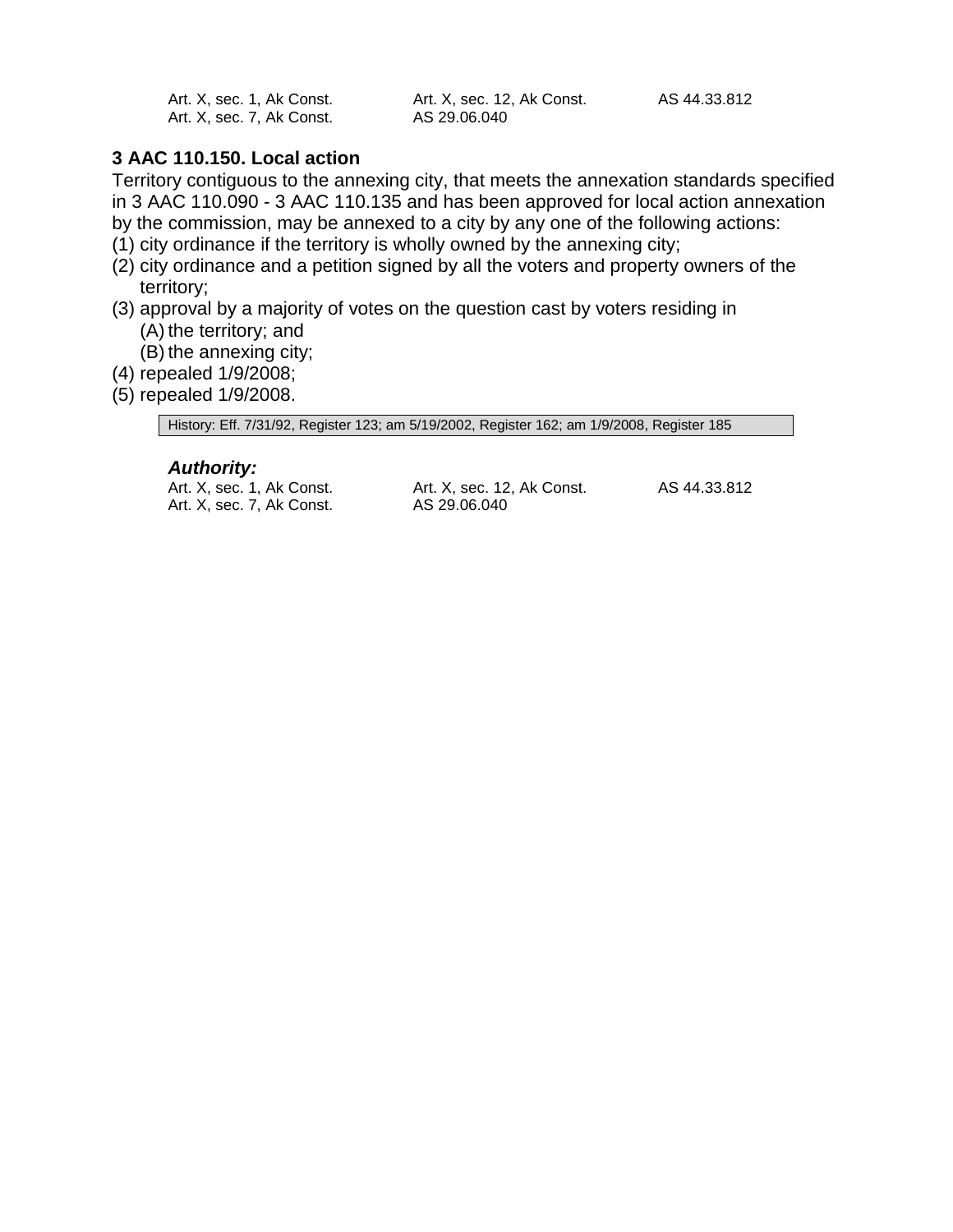Art. X, sec. 1, Ak Const.    Art. X, sec. 12, Ak Const.    AS 44.33.812
Art. X, sec. 7, Ak Const.    AS 29.06.040

### 3 AAC 110.150. Local action

Territory contiguous to the annexing city, that meets the annexation standards specified in 3 AAC 110.090 - 3 AAC 110.135 and has been approved for local action annexation by the commission, may be annexed to a city by any one of the following actions:

(1) city ordinance if the territory is wholly owned by the annexing city;

(2) city ordinance and a petition signed by all the voters and property owners of the territory;

(3) approval by a majority of votes on the question cast by voters residing in

  (A) the territory; and

  (B) the annexing city;

(4) repealed 1/9/2008;

(5) repealed 1/9/2008.

History: Eff. 7/31/92, Register 123; am 5/19/2002, Register 162; am 1/9/2008, Register 185

***Authority:***

Art. X, sec. 1, Ak Const.    Art. X, sec. 12, Ak Const.    AS 44.33.812
Art. X, sec. 7, Ak Const.    AS 29.06.040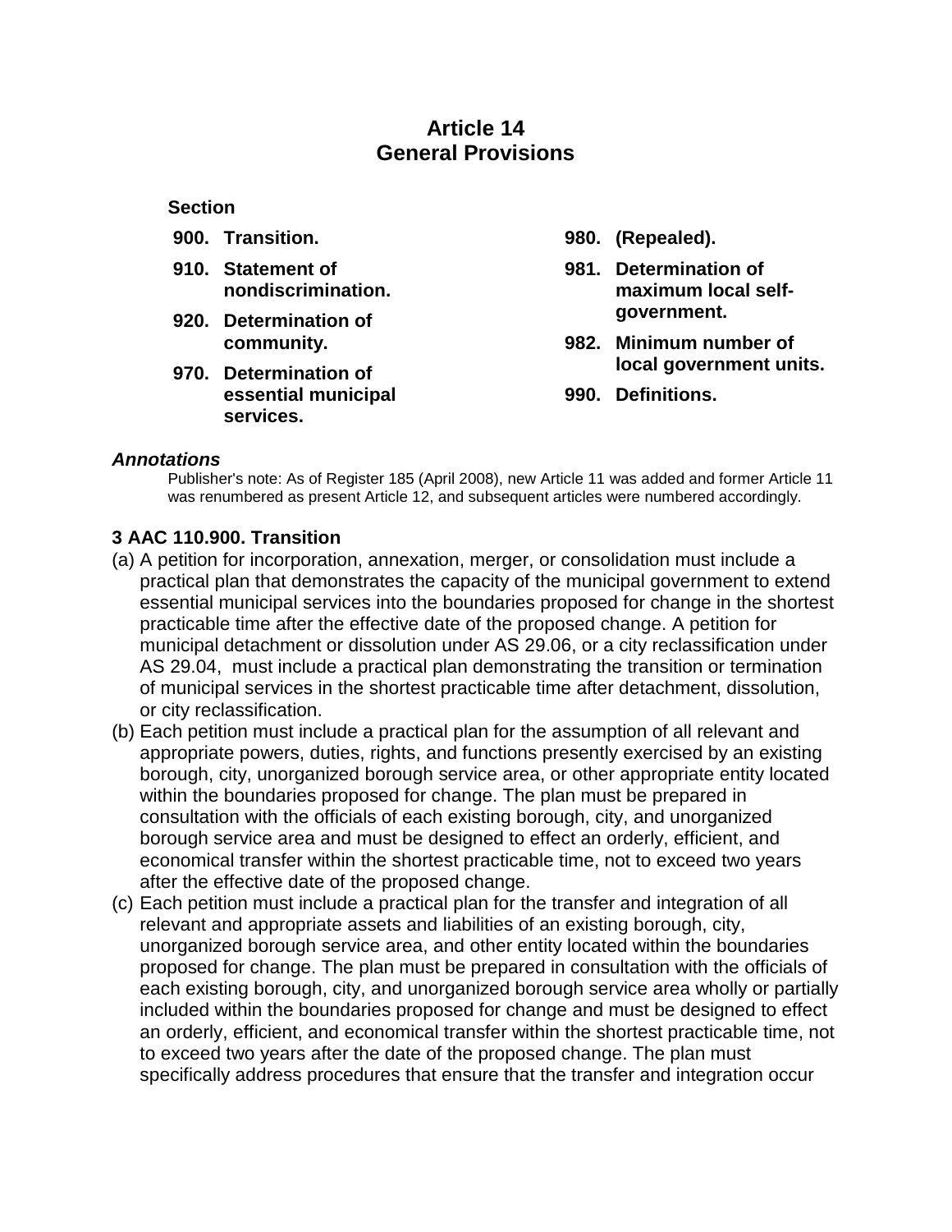# Article 14
# General Provisions

**Section**

- **900. Transition.**
- **910. Statement of nondiscrimination.**
- **920. Determination of community.**
- **970. Determination of essential municipal services.**
- **980. (Repealed).**
- **981. Determination of maximum local self-government.**
- **982. Minimum number of local government units.**
- **990. Definitions.**

***Annotations***

Publisher's note: As of Register 185 (April 2008), new Article 11 was added and former Article 11 was renumbered as present Article 12, and subsequent articles were numbered accordingly.

### 3 AAC 110.900. Transition

(a) A petition for incorporation, annexation, merger, or consolidation must include a practical plan that demonstrates the capacity of the municipal government to extend essential municipal services into the boundaries proposed for change in the shortest practicable time after the effective date of the proposed change. A petition for municipal detachment or dissolution under AS 29.06, or a city reclassification under AS 29.04, must include a practical plan demonstrating the transition or termination of municipal services in the shortest practicable time after detachment, dissolution, or city reclassification.

(b) Each petition must include a practical plan for the assumption of all relevant and appropriate powers, duties, rights, and functions presently exercised by an existing borough, city, unorganized borough service area, or other appropriate entity located within the boundaries proposed for change. The plan must be prepared in consultation with the officials of each existing borough, city, and unorganized borough service area and must be designed to effect an orderly, efficient, and economical transfer within the shortest practicable time, not to exceed two years after the effective date of the proposed change.

(c) Each petition must include a practical plan for the transfer and integration of all relevant and appropriate assets and liabilities of an existing borough, city, unorganized borough service area, and other entity located within the boundaries proposed for change. The plan must be prepared in consultation with the officials of each existing borough, city, and unorganized borough service area wholly or partially included within the boundaries proposed for change and must be designed to effect an orderly, efficient, and economical transfer within the shortest practicable time, not to exceed two years after the date of the proposed change. The plan must specifically address procedures that ensure that the transfer and integration occur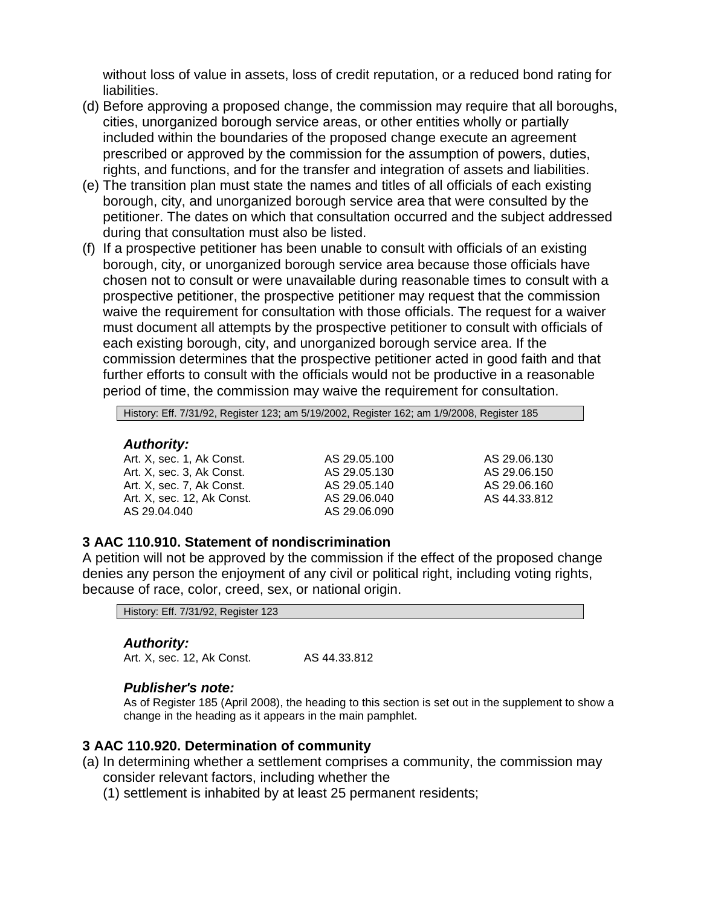without loss of value in assets, loss of credit reputation, or a reduced bond rating for liabilities.

(d) Before approving a proposed change, the commission may require that all boroughs, cities, unorganized borough service areas, or other entities wholly or partially included within the boundaries of the proposed change execute an agreement prescribed or approved by the commission for the assumption of powers, duties, rights, and functions, and for the transfer and integration of assets and liabilities.

(e) The transition plan must state the names and titles of all officials of each existing borough, city, and unorganized borough service area that were consulted by the petitioner. The dates on which that consultation occurred and the subject addressed during that consultation must also be listed.

(f) If a prospective petitioner has been unable to consult with officials of an existing borough, city, or unorganized borough service area because those officials have chosen not to consult or were unavailable during reasonable times to consult with a prospective petitioner, the prospective petitioner may request that the commission waive the requirement for consultation with those officials. The request for a waiver must document all attempts by the prospective petitioner to consult with officials of each existing borough, city, and unorganized borough service area. If the commission determines that the prospective petitioner acted in good faith and that further efforts to consult with the officials would not be productive in a reasonable period of time, the commission may waive the requirement for consultation.

History: Eff. 7/31/92, Register 123; am 5/19/2002, Register 162; am 1/9/2008, Register 185

***Authority:***

| | | |
|---|---|---|
| Art. X, sec. 1, Ak Const. | AS 29.05.100 | AS 29.06.130 |
| Art. X, sec. 3, Ak Const. | AS 29.05.130 | AS 29.06.150 |
| Art. X, sec. 7, Ak Const. | AS 29.05.140 | AS 29.06.160 |
| Art. X, sec. 12, Ak Const. | AS 29.06.040 | AS 44.33.812 |
| AS 29.04.040 | AS 29.06.090 | |

### 3 AAC 110.910. Statement of nondiscrimination

A petition will not be approved by the commission if the effect of the proposed change denies any person the enjoyment of any civil or political right, including voting rights, because of race, color, creed, sex, or national origin.

History: Eff. 7/31/92, Register 123

***Authority:***

Art. X, sec. 12, Ak Const. AS 44.33.812

***Publisher's note:***

As of Register 185 (April 2008), the heading to this section is set out in the supplement to show a change in the heading as it appears in the main pamphlet.

### 3 AAC 110.920. Determination of community

(a) In determining whether a settlement comprises a community, the commission may consider relevant factors, including whether the

(1) settlement is inhabited by at least 25 permanent residents;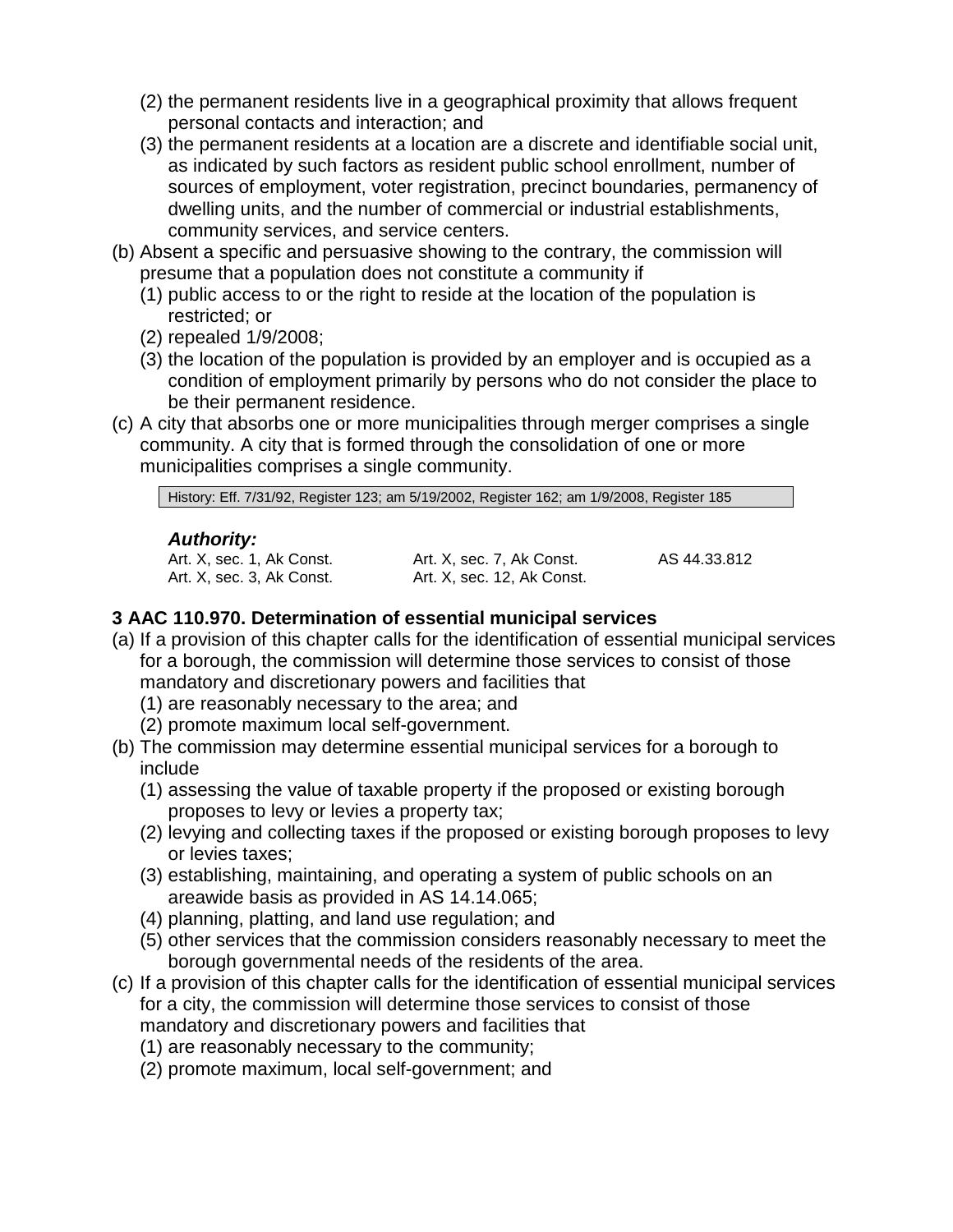(2) the permanent residents live in a geographical proximity that allows frequent personal contacts and interaction; and
   (3) the permanent residents at a location are a discrete and identifiable social unit, as indicated by such factors as resident public school enrollment, number of sources of employment, voter registration, precinct boundaries, permanency of dwelling units, and the number of commercial or industrial establishments, community services, and service centers.

(b) Absent a specific and persuasive showing to the contrary, the commission will presume that a population does not constitute a community if
   (1) public access to or the right to reside at the location of the population is restricted; or
   (2) repealed 1/9/2008;
   (3) the location of the population is provided by an employer and is occupied as a condition of employment primarily by persons who do not consider the place to be their permanent residence.

(c) A city that absorbs one or more municipalities through merger comprises a single community. A city that is formed through the consolidation of one or more municipalities comprises a single community.

History: Eff. 7/31/92, Register 123; am 5/19/2002, Register 162; am 1/9/2008, Register 185

***Authority:***

| | | |
|---|---|---|
| Art. X, sec. 1, Ak Const. | Art. X, sec. 7, Ak Const. | AS 44.33.812 |
| Art. X, sec. 3, Ak Const. | Art. X, sec. 12, Ak Const. | |

### 3 AAC 110.970. Determination of essential municipal services

(a) If a provision of this chapter calls for the identification of essential municipal services for a borough, the commission will determine those services to consist of those mandatory and discretionary powers and facilities that
   (1) are reasonably necessary to the area; and
   (2) promote maximum local self-government.

(b) The commission may determine essential municipal services for a borough to include
   (1) assessing the value of taxable property if the proposed or existing borough proposes to levy or levies a property tax;
   (2) levying and collecting taxes if the proposed or existing borough proposes to levy or levies taxes;
   (3) establishing, maintaining, and operating a system of public schools on an areawide basis as provided in AS 14.14.065;
   (4) planning, platting, and land use regulation; and
   (5) other services that the commission considers reasonably necessary to meet the borough governmental needs of the residents of the area.

(c) If a provision of this chapter calls for the identification of essential municipal services for a city, the commission will determine those services to consist of those mandatory and discretionary powers and facilities that
   (1) are reasonably necessary to the community;
   (2) promote maximum, local self-government; and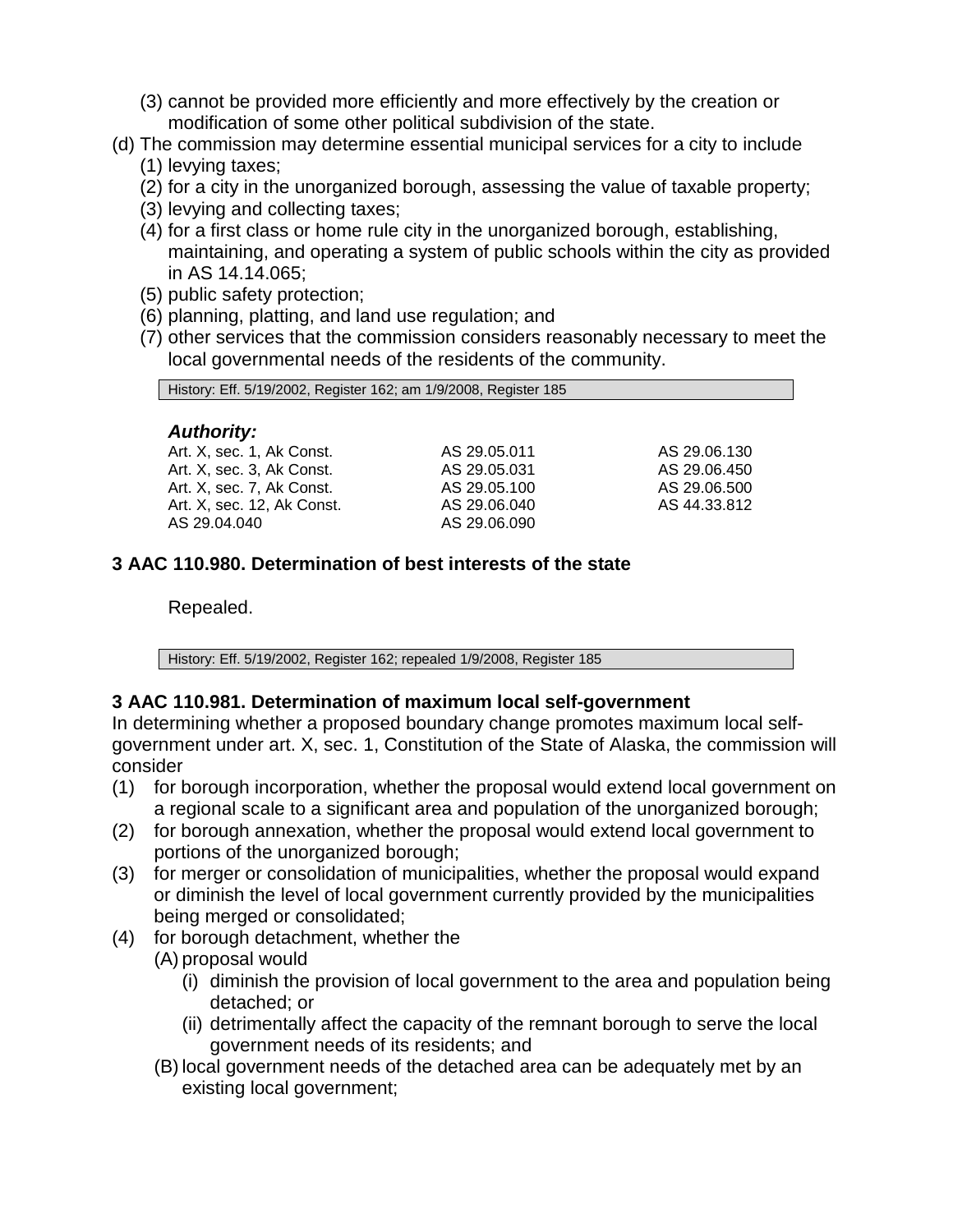(3) cannot be provided more efficiently and more effectively by the creation or modification of some other political subdivision of the state.

(d) The commission may determine essential municipal services for a city to include

(1) levying taxes;

(2) for a city in the unorganized borough, assessing the value of taxable property;

(3) levying and collecting taxes;

(4) for a first class or home rule city in the unorganized borough, establishing, maintaining, and operating a system of public schools within the city as provided in AS 14.14.065;

(5) public safety protection;

(6) planning, platting, and land use regulation; and

(7) other services that the commission considers reasonably necessary to meet the local governmental needs of the residents of the community.

History: Eff. 5/19/2002, Register 162; am 1/9/2008, Register 185

***Authority:***

| | | |
|---|---|---|
| Art. X, sec. 1, Ak Const. | AS 29.05.011 | AS 29.06.130 |
| Art. X, sec. 3, Ak Const. | AS 29.05.031 | AS 29.06.450 |
| Art. X, sec. 7, Ak Const. | AS 29.05.100 | AS 29.06.500 |
| Art. X, sec. 12, Ak Const. | AS 29.06.040 | AS 44.33.812 |
| AS 29.04.040 | AS 29.06.090 | |

**3 AAC 110.980. Determination of best interests of the state**

Repealed.

History: Eff. 5/19/2002, Register 162; repealed 1/9/2008, Register 185

**3 AAC 110.981. Determination of maximum local self-government**

In determining whether a proposed boundary change promotes maximum local self-government under art. X, sec. 1, Constitution of the State of Alaska, the commission will consider

(1) for borough incorporation, whether the proposal would extend local government on a regional scale to a significant area and population of the unorganized borough;

(2) for borough annexation, whether the proposal would extend local government to portions of the unorganized borough;

(3) for merger or consolidation of municipalities, whether the proposal would expand or diminish the level of local government currently provided by the municipalities being merged or consolidated;

(4) for borough detachment, whether the

(A) proposal would

(i) diminish the provision of local government to the area and population being detached; or

(ii) detrimentally affect the capacity of the remnant borough to serve the local government needs of its residents; and

(B) local government needs of the detached area can be adequately met by an existing local government;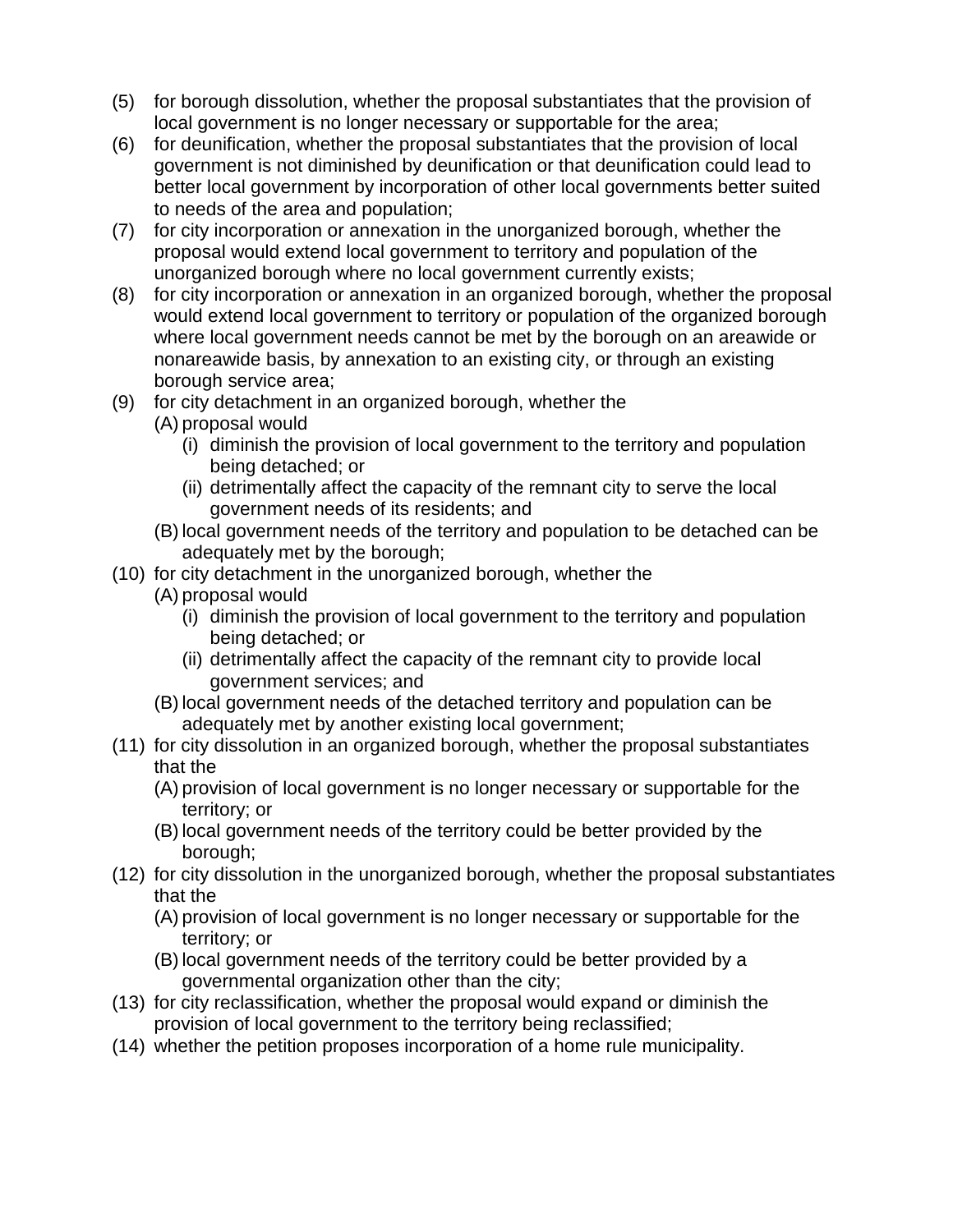(5) for borough dissolution, whether the proposal substantiates that the provision of local government is no longer necessary or supportable for the area;

(6) for deunification, whether the proposal substantiates that the provision of local government is not diminished by deunification or that deunification could lead to better local government by incorporation of other local governments better suited to needs of the area and population;

(7) for city incorporation or annexation in the unorganized borough, whether the proposal would extend local government to territory and population of the unorganized borough where no local government currently exists;

(8) for city incorporation or annexation in an organized borough, whether the proposal would extend local government to territory or population of the organized borough where local government needs cannot be met by the borough on an areawide or nonareawide basis, by annexation to an existing city, or through an existing borough service area;

(9) for city detachment in an organized borough, whether the
   - (A) proposal would
     - (i) diminish the provision of local government to the territory and population being detached; or
     - (ii) detrimentally affect the capacity of the remnant city to serve the local government needs of its residents; and
   - (B) local government needs of the territory and population to be detached can be adequately met by the borough;

(10) for city detachment in the unorganized borough, whether the
   - (A) proposal would
     - (i) diminish the provision of local government to the territory and population being detached; or
     - (ii) detrimentally affect the capacity of the remnant city to provide local government services; and
   - (B) local government needs of the detached territory and population can be adequately met by another existing local government;

(11) for city dissolution in an organized borough, whether the proposal substantiates that the
   - (A) provision of local government is no longer necessary or supportable for the territory; or
   - (B) local government needs of the territory could be better provided by the borough;

(12) for city dissolution in the unorganized borough, whether the proposal substantiates that the
   - (A) provision of local government is no longer necessary or supportable for the territory; or
   - (B) local government needs of the territory could be better provided by a governmental organization other than the city;

(13) for city reclassification, whether the proposal would expand or diminish the provision of local government to the territory being reclassified;

(14) whether the petition proposes incorporation of a home rule municipality.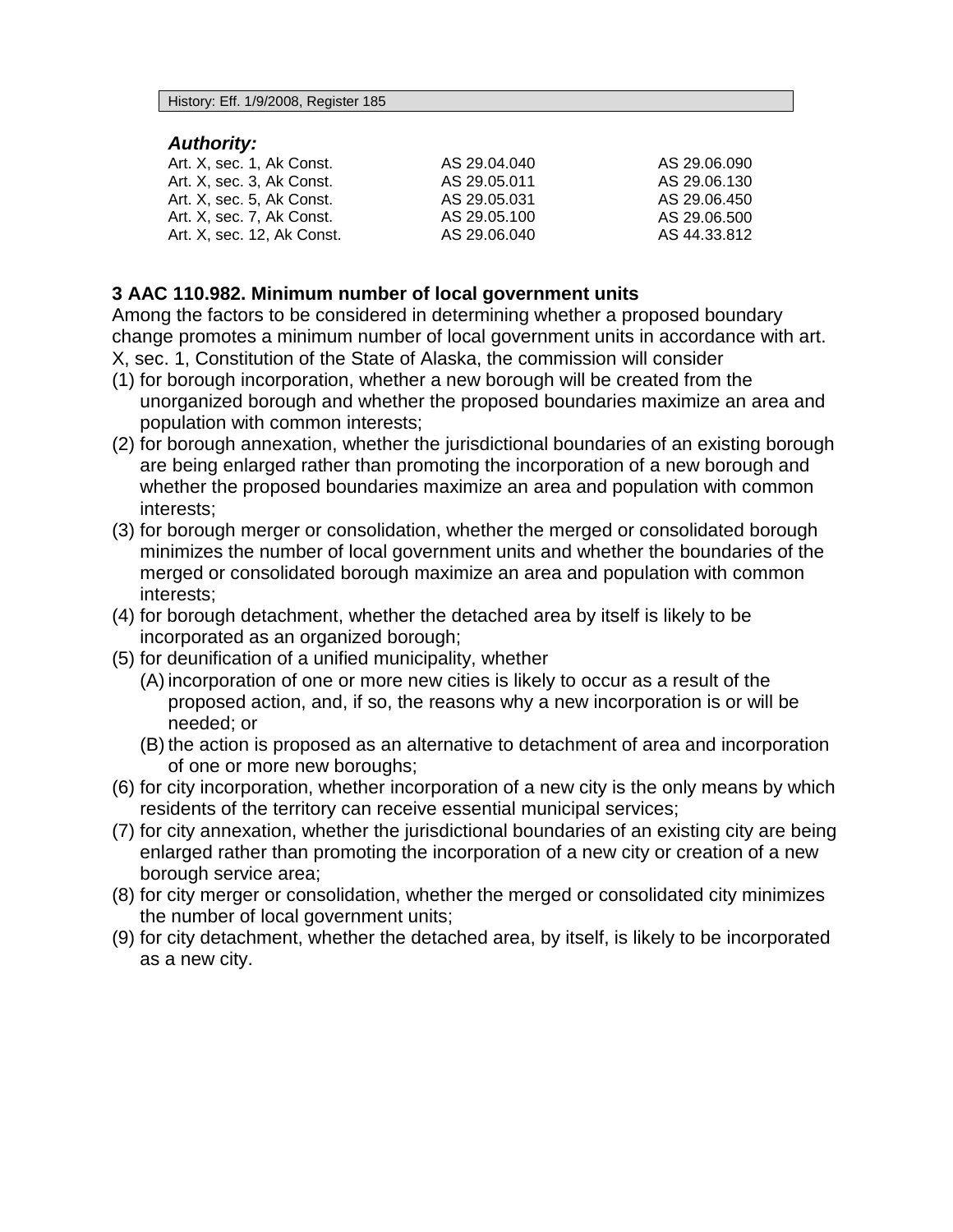History: Eff. 1/9/2008, Register 185

***Authority:***

| | | |
|---|---|---|
| Art. X, sec. 1, Ak Const. | AS 29.04.040 | AS 29.06.090 |
| Art. X, sec. 3, Ak Const. | AS 29.05.011 | AS 29.06.130 |
| Art. X, sec. 5, Ak Const. | AS 29.05.031 | AS 29.06.450 |
| Art. X, sec. 7, Ak Const. | AS 29.05.100 | AS 29.06.500 |
| Art. X, sec. 12, Ak Const. | AS 29.06.040 | AS 44.33.812 |

**3 AAC 110.982. Minimum number of local government units**

Among the factors to be considered in determining whether a proposed boundary change promotes a minimum number of local government units in accordance with art. X, sec. 1, Constitution of the State of Alaska, the commission will consider

(1) for borough incorporation, whether a new borough will be created from the unorganized borough and whether the proposed boundaries maximize an area and population with common interests;

(2) for borough annexation, whether the jurisdictional boundaries of an existing borough are being enlarged rather than promoting the incorporation of a new borough and whether the proposed boundaries maximize an area and population with common interests;

(3) for borough merger or consolidation, whether the merged or consolidated borough minimizes the number of local government units and whether the boundaries of the merged or consolidated borough maximize an area and population with common interests;

(4) for borough detachment, whether the detached area by itself is likely to be incorporated as an organized borough;

(5) for deunification of a unified municipality, whether

  (A) incorporation of one or more new cities is likely to occur as a result of the proposed action, and, if so, the reasons why a new incorporation is or will be needed; or

  (B) the action is proposed as an alternative to detachment of area and incorporation of one or more new boroughs;

(6) for city incorporation, whether incorporation of a new city is the only means by which residents of the territory can receive essential municipal services;

(7) for city annexation, whether the jurisdictional boundaries of an existing city are being enlarged rather than promoting the incorporation of a new city or creation of a new borough service area;

(8) for city merger or consolidation, whether the merged or consolidated city minimizes the number of local government units;

(9) for city detachment, whether the detached area, by itself, is likely to be incorporated as a new city.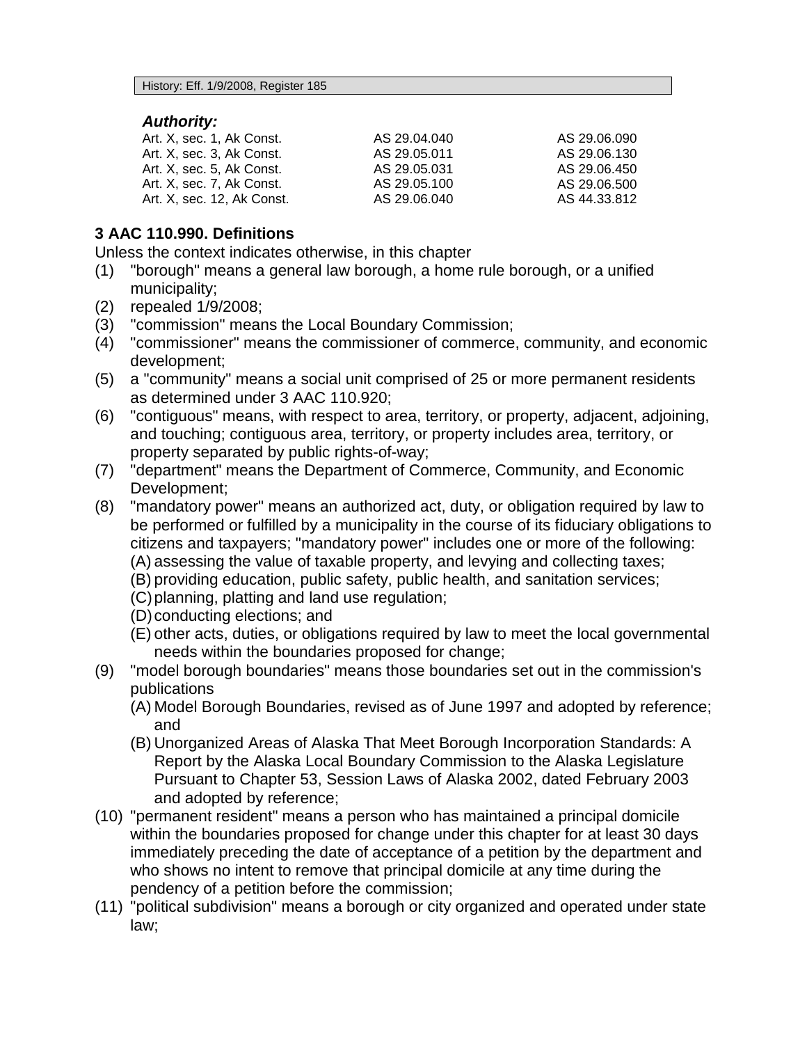History: Eff. 1/9/2008, Register 185

***Authority:***

| | | |
|---|---|---|
| Art. X, sec. 1, Ak Const. | AS 29.04.040 | AS 29.06.090 |
| Art. X, sec. 3, Ak Const. | AS 29.05.011 | AS 29.06.130 |
| Art. X, sec. 5, Ak Const. | AS 29.05.031 | AS 29.06.450 |
| Art. X, sec. 7, Ak Const. | AS 29.05.100 | AS 29.06.500 |
| Art. X, sec. 12, Ak Const. | AS 29.06.040 | AS 44.33.812 |

**3 AAC 110.990. Definitions**

Unless the context indicates otherwise, in this chapter

(1) "borough" means a general law borough, a home rule borough, or a unified municipality;

(2) repealed 1/9/2008;

(3) "commission" means the Local Boundary Commission;

(4) "commissioner" means the commissioner of commerce, community, and economic development;

(5) a "community" means a social unit comprised of 25 or more permanent residents as determined under 3 AAC 110.920;

(6) "contiguous" means, with respect to area, territory, or property, adjacent, adjoining, and touching; contiguous area, territory, or property includes area, territory, or property separated by public rights-of-way;

(7) "department" means the Department of Commerce, Community, and Economic Development;

(8) "mandatory power" means an authorized act, duty, or obligation required by law to be performed or fulfilled by a municipality in the course of its fiduciary obligations to citizens and taxpayers; "mandatory power" includes one or more of the following:
   (A) assessing the value of taxable property, and levying and collecting taxes;
   (B) providing education, public safety, public health, and sanitation services;
   (C) planning, platting and land use regulation;
   (D) conducting elections; and
   (E) other acts, duties, or obligations required by law to meet the local governmental needs within the boundaries proposed for change;

(9) "model borough boundaries" means those boundaries set out in the commission's publications
   (A) Model Borough Boundaries, revised as of June 1997 and adopted by reference; and
   (B) Unorganized Areas of Alaska That Meet Borough Incorporation Standards: A Report by the Alaska Local Boundary Commission to the Alaska Legislature Pursuant to Chapter 53, Session Laws of Alaska 2002, dated February 2003 and adopted by reference;

(10) "permanent resident" means a person who has maintained a principal domicile within the boundaries proposed for change under this chapter for at least 30 days immediately preceding the date of acceptance of a petition by the department and who shows no intent to remove that principal domicile at any time during the pendency of a petition before the commission;

(11) "political subdivision" means a borough or city organized and operated under state law;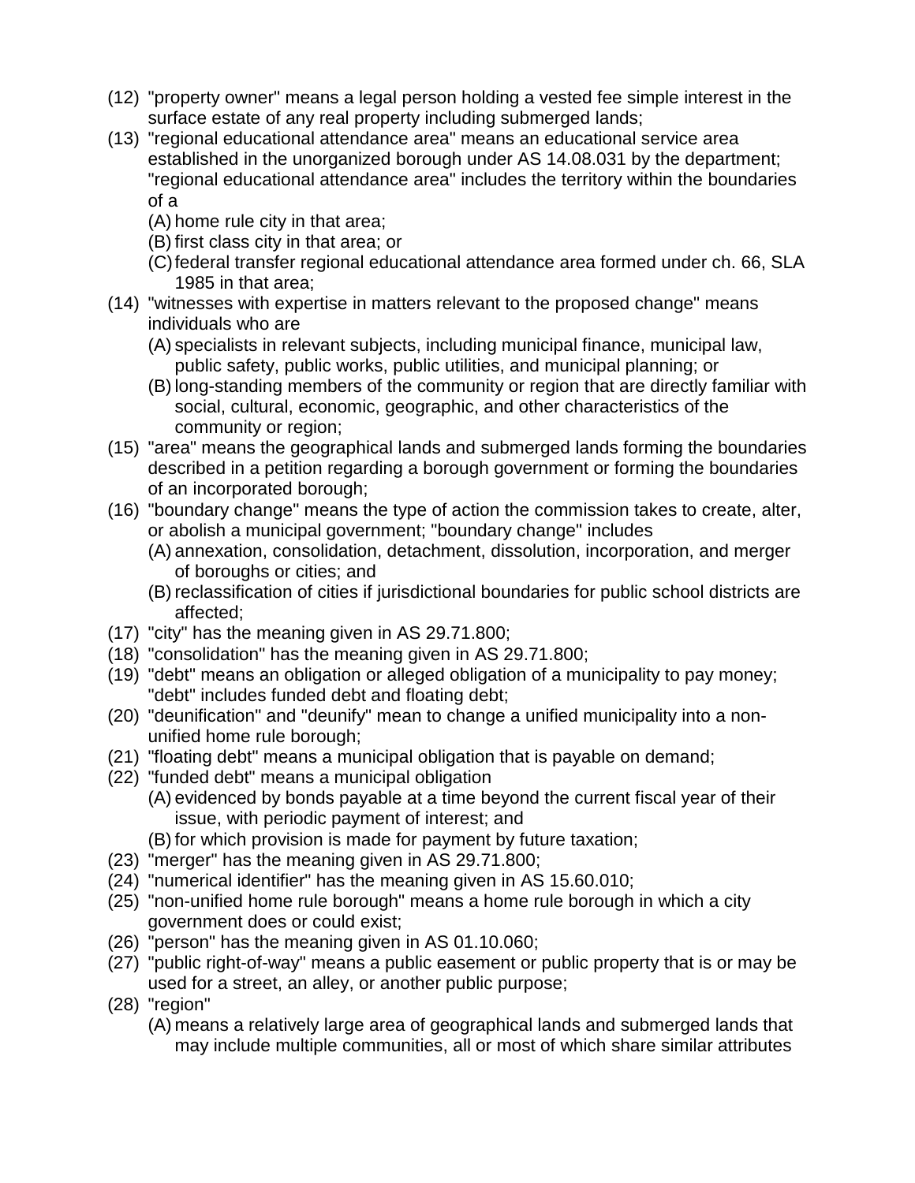(12) "property owner" means a legal person holding a vested fee simple interest in the surface estate of any real property including submerged lands;

(13) "regional educational attendance area" means an educational service area established in the unorganized borough under AS 14.08.031 by the department; "regional educational attendance area" includes the territory within the boundaries of a

  (A) home rule city in that area;

  (B) first class city in that area; or

  (C) federal transfer regional educational attendance area formed under ch. 66, SLA 1985 in that area;

(14) "witnesses with expertise in matters relevant to the proposed change" means individuals who are

  (A) specialists in relevant subjects, including municipal finance, municipal law, public safety, public works, public utilities, and municipal planning; or

  (B) long-standing members of the community or region that are directly familiar with social, cultural, economic, geographic, and other characteristics of the community or region;

(15) "area" means the geographical lands and submerged lands forming the boundaries described in a petition regarding a borough government or forming the boundaries of an incorporated borough;

(16) "boundary change" means the type of action the commission takes to create, alter, or abolish a municipal government; "boundary change" includes

  (A) annexation, consolidation, detachment, dissolution, incorporation, and merger of boroughs or cities; and

  (B) reclassification of cities if jurisdictional boundaries for public school districts are affected;

(17) "city" has the meaning given in AS 29.71.800;

(18) "consolidation" has the meaning given in AS 29.71.800;

(19) "debt" means an obligation or alleged obligation of a municipality to pay money; "debt" includes funded debt and floating debt;

(20) "deunification" and "deunify" mean to change a unified municipality into a non-unified home rule borough;

(21) "floating debt" means a municipal obligation that is payable on demand;

(22) "funded debt" means a municipal obligation

  (A) evidenced by bonds payable at a time beyond the current fiscal year of their issue, with periodic payment of interest; and

  (B) for which provision is made for payment by future taxation;

(23) "merger" has the meaning given in AS 29.71.800;

(24) "numerical identifier" has the meaning given in AS 15.60.010;

(25) "non-unified home rule borough" means a home rule borough in which a city government does or could exist;

(26) "person" has the meaning given in AS 01.10.060;

(27) "public right-of-way" means a public easement or public property that is or may be used for a street, an alley, or another public purpose;

(28) "region"

  (A) means a relatively large area of geographical lands and submerged lands that may include multiple communities, all or most of which share similar attributes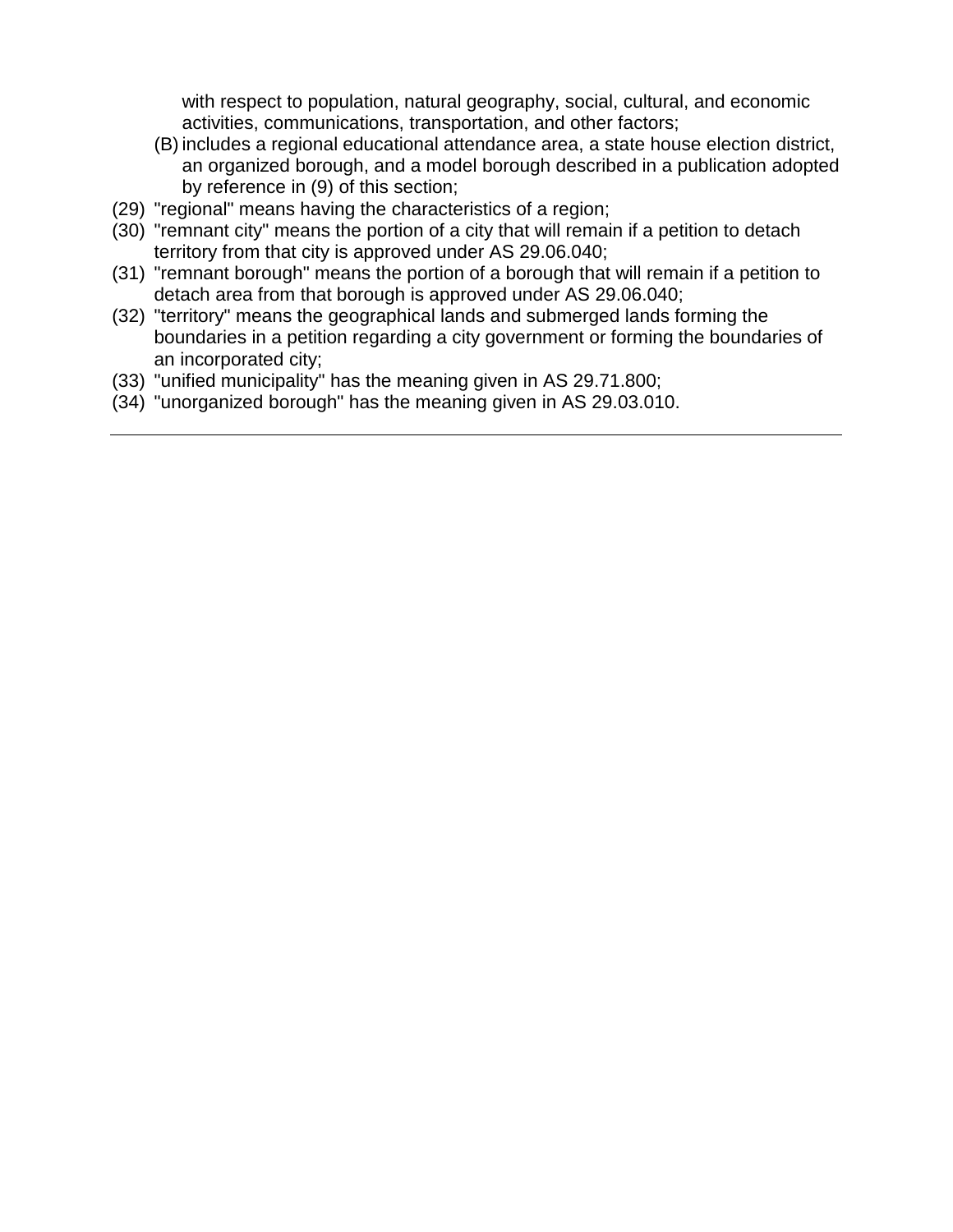with respect to population, natural geography, social, cultural, and economic activities, communications, transportation, and other factors;

(B) includes a regional educational attendance area, a state house election district, an organized borough, and a model borough described in a publication adopted by reference in (9) of this section;

(29) "regional" means having the characteristics of a region;

(30) "remnant city" means the portion of a city that will remain if a petition to detach territory from that city is approved under AS 29.06.040;

(31) "remnant borough" means the portion of a borough that will remain if a petition to detach area from that borough is approved under AS 29.06.040;

(32) "territory" means the geographical lands and submerged lands forming the boundaries in a petition regarding a city government or forming the boundaries of an incorporated city;

(33) "unified municipality" has the meaning given in AS 29.71.800;

(34) "unorganized borough" has the meaning given in AS 29.03.010.

---